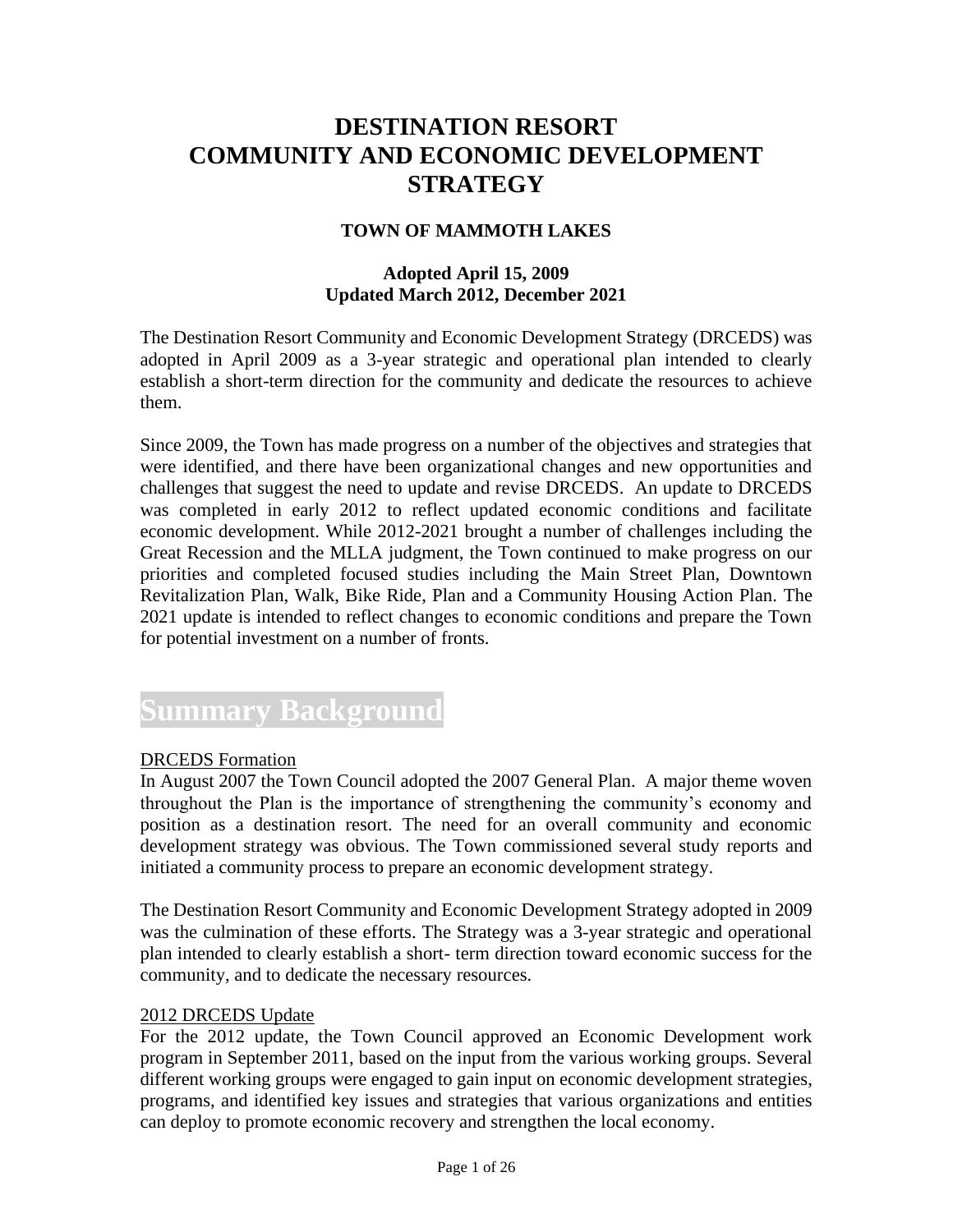# DESTINATION RESORT COMMUNITY AND ECONOMIC DEVELOPMENT STRATEGY

### TOWN OF MAMMOTH LAKES

**Adopted April 15, 2009**
**Updated March 2012, December 2021**

The Destination Resort Community and Economic Development Strategy (DRCEDS) was adopted in April 2009 as a 3-year strategic and operational plan intended to clearly establish a short-term direction for the community and dedicate the resources to achieve them.

Since 2009, the Town has made progress on a number of the objectives and strategies that were identified, and there have been organizational changes and new opportunities and challenges that suggest the need to update and revise DRCEDS. An update to DRCEDS was completed in early 2012 to reflect updated economic conditions and facilitate economic development. While 2012-2021 brought a number of challenges including the Great Recession and the MLLA judgment, the Town continued to make progress on our priorities and completed focused studies including the Main Street Plan, Downtown Revitalization Plan, Walk, Bike Ride, Plan and a Community Housing Action Plan. The 2021 update is intended to reflect changes to economic conditions and prepare the Town for potential investment on a number of fronts.

## Summary Background

DRCEDS Formation

In August 2007 the Town Council adopted the 2007 General Plan. A major theme woven throughout the Plan is the importance of strengthening the community's economy and position as a destination resort. The need for an overall community and economic development strategy was obvious. The Town commissioned several study reports and initiated a community process to prepare an economic development strategy.

The Destination Resort Community and Economic Development Strategy adopted in 2009 was the culmination of these efforts. The Strategy was a 3-year strategic and operational plan intended to clearly establish a short- term direction toward economic success for the community, and to dedicate the necessary resources.

2012 DRCEDS Update

For the 2012 update, the Town Council approved an Economic Development work program in September 2011, based on the input from the various working groups. Several different working groups were engaged to gain input on economic development strategies, programs, and identified key issues and strategies that various organizations and entities can deploy to promote economic recovery and strengthen the local economy.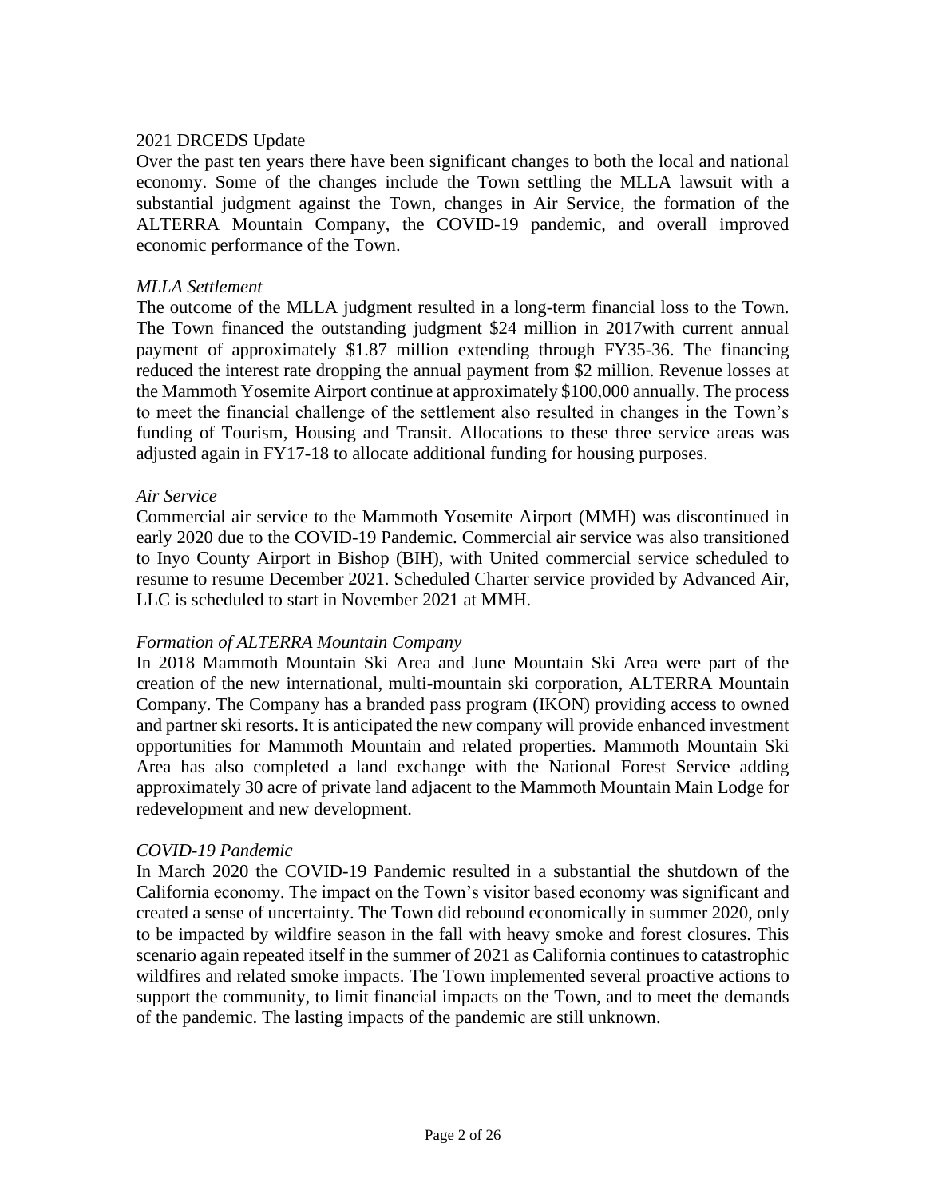## 2021 DRCEDS Update

Over the past ten years there have been significant changes to both the local and national economy. Some of the changes include the Town settling the MLLA lawsuit with a substantial judgment against the Town, changes in Air Service, the formation of the ALTERRA Mountain Company, the COVID-19 pandemic, and overall improved economic performance of the Town.

### *MLLA Settlement*

The outcome of the MLLA judgment resulted in a long-term financial loss to the Town. The Town financed the outstanding judgment $24 million in 2017with current annual payment of approximately $1.87 million extending through FY35-36. The financing reduced the interest rate dropping the annual payment from $2 million. Revenue losses at the Mammoth Yosemite Airport continue at approximately $100,000 annually. The process to meet the financial challenge of the settlement also resulted in changes in the Town's funding of Tourism, Housing and Transit. Allocations to these three service areas was adjusted again in FY17-18 to allocate additional funding for housing purposes.

### *Air Service*

Commercial air service to the Mammoth Yosemite Airport (MMH) was discontinued in early 2020 due to the COVID-19 Pandemic. Commercial air service was also transitioned to Inyo County Airport in Bishop (BIH), with United commercial service scheduled to resume to resume December 2021. Scheduled Charter service provided by Advanced Air, LLC is scheduled to start in November 2021 at MMH.

### *Formation of ALTERRA Mountain Company*

In 2018 Mammoth Mountain Ski Area and June Mountain Ski Area were part of the creation of the new international, multi-mountain ski corporation, ALTERRA Mountain Company. The Company has a branded pass program (IKON) providing access to owned and partner ski resorts. It is anticipated the new company will provide enhanced investment opportunities for Mammoth Mountain and related properties. Mammoth Mountain Ski Area has also completed a land exchange with the National Forest Service adding approximately 30 acre of private land adjacent to the Mammoth Mountain Main Lodge for redevelopment and new development.

### *COVID-19 Pandemic*

In March 2020 the COVID-19 Pandemic resulted in a substantial the shutdown of the California economy. The impact on the Town's visitor based economy was significant and created a sense of uncertainty. The Town did rebound economically in summer 2020, only to be impacted by wildfire season in the fall with heavy smoke and forest closures. This scenario again repeated itself in the summer of 2021 as California continues to catastrophic wildfires and related smoke impacts. The Town implemented several proactive actions to support the community, to limit financial impacts on the Town, and to meet the demands of the pandemic. The lasting impacts of the pandemic are still unknown.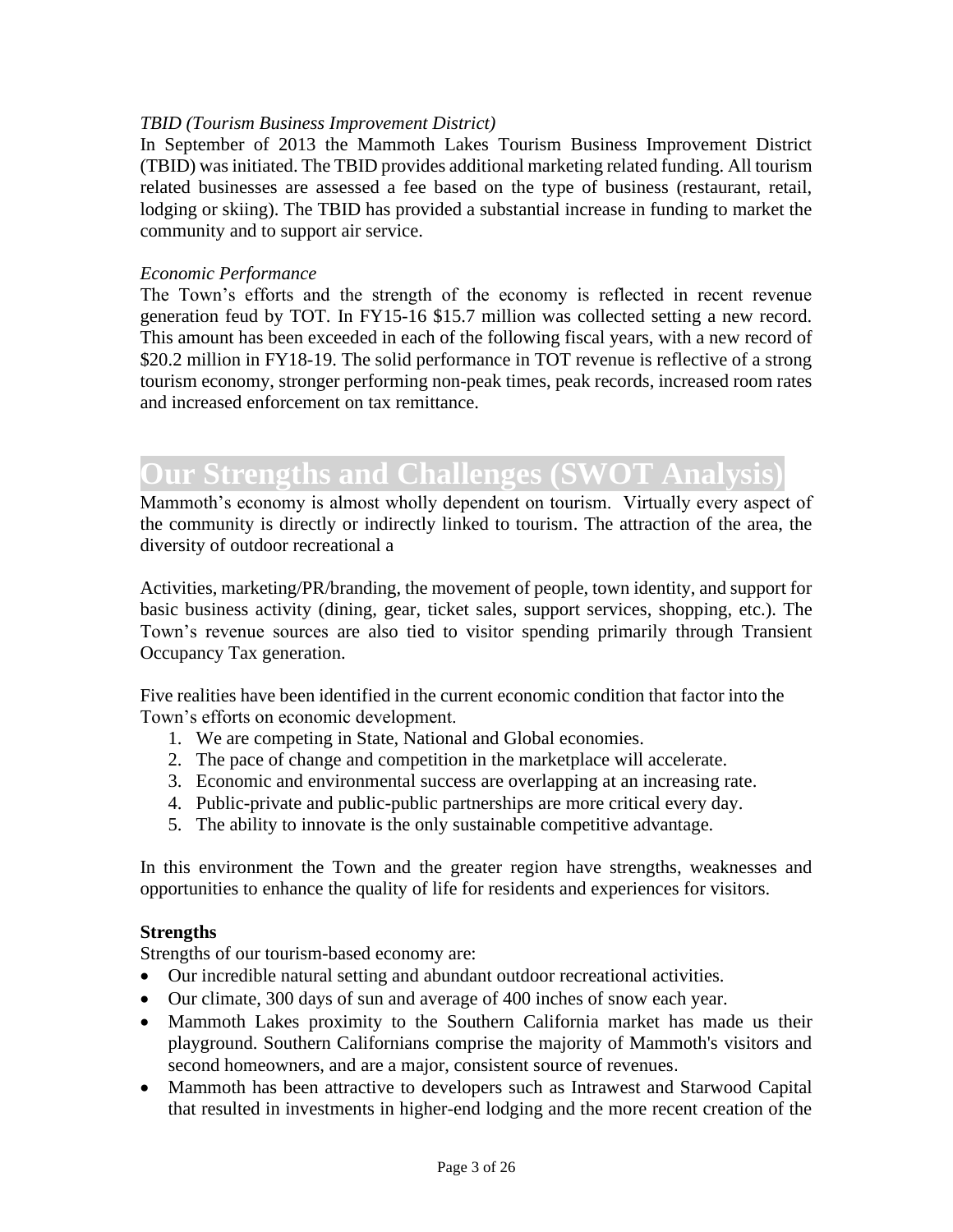*TBID (Tourism Business Improvement District)*

In September of 2013 the Mammoth Lakes Tourism Business Improvement District (TBID) was initiated. The TBID provides additional marketing related funding. All tourism related businesses are assessed a fee based on the type of business (restaurant, retail, lodging or skiing). The TBID has provided a substantial increase in funding to market the community and to support air service.

*Economic Performance*

The Town's efforts and the strength of the economy is reflected in recent revenue generation feud by TOT. In FY15-16 $15.7 million was collected setting a new record. This amount has been exceeded in each of the following fiscal years, with a new record of $20.2 million in FY18-19. The solid performance in TOT revenue is reflective of a strong tourism economy, stronger performing non-peak times, peak records, increased room rates and increased enforcement on tax remittance.

# Our Strengths and Challenges (SWOT Analysis)

Mammoth's economy is almost wholly dependent on tourism. Virtually every aspect of the community is directly or indirectly linked to tourism. The attraction of the area, the diversity of outdoor recreational a

Activities, marketing/PR/branding, the movement of people, town identity, and support for basic business activity (dining, gear, ticket sales, support services, shopping, etc.). The Town's revenue sources are also tied to visitor spending primarily through Transient Occupancy Tax generation.

Five realities have been identified in the current economic condition that factor into the Town's efforts on economic development.

1. We are competing in State, National and Global economies.
2. The pace of change and competition in the marketplace will accelerate.
3. Economic and environmental success are overlapping at an increasing rate.
4. Public-private and public-public partnerships are more critical every day.
5. The ability to innovate is the only sustainable competitive advantage.

In this environment the Town and the greater region have strengths, weaknesses and opportunities to enhance the quality of life for residents and experiences for visitors.

**Strengths**

Strengths of our tourism-based economy are:

- Our incredible natural setting and abundant outdoor recreational activities.
- Our climate, 300 days of sun and average of 400 inches of snow each year.
- Mammoth Lakes proximity to the Southern California market has made us their playground. Southern Californians comprise the majority of Mammoth's visitors and second homeowners, and are a major, consistent source of revenues.
- Mammoth has been attractive to developers such as Intrawest and Starwood Capital that resulted in investments in higher-end lodging and the more recent creation of the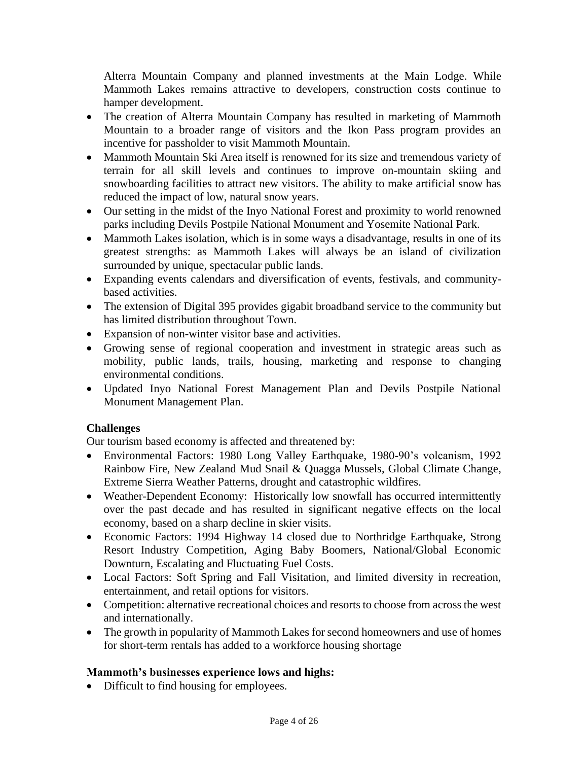Alterra Mountain Company and planned investments at the Main Lodge. While Mammoth Lakes remains attractive to developers, construction costs continue to hamper development.

- The creation of Alterra Mountain Company has resulted in marketing of Mammoth Mountain to a broader range of visitors and the Ikon Pass program provides an incentive for passholder to visit Mammoth Mountain.
- Mammoth Mountain Ski Area itself is renowned for its size and tremendous variety of terrain for all skill levels and continues to improve on-mountain skiing and snowboarding facilities to attract new visitors. The ability to make artificial snow has reduced the impact of low, natural snow years.
- Our setting in the midst of the Inyo National Forest and proximity to world renowned parks including Devils Postpile National Monument and Yosemite National Park.
- Mammoth Lakes isolation, which is in some ways a disadvantage, results in one of its greatest strengths: as Mammoth Lakes will always be an island of civilization surrounded by unique, spectacular public lands.
- Expanding events calendars and diversification of events, festivals, and community-based activities.
- The extension of Digital 395 provides gigabit broadband service to the community but has limited distribution throughout Town.
- Expansion of non-winter visitor base and activities.
- Growing sense of regional cooperation and investment in strategic areas such as mobility, public lands, trails, housing, marketing and response to changing environmental conditions.
- Updated Inyo National Forest Management Plan and Devils Postpile National Monument Management Plan.

**Challenges**

Our tourism based economy is affected and threatened by:

- Environmental Factors: 1980 Long Valley Earthquake, 1980-90's volcanism, 1992 Rainbow Fire, New Zealand Mud Snail & Quagga Mussels, Global Climate Change, Extreme Sierra Weather Patterns, drought and catastrophic wildfires.
- Weather-Dependent Economy: Historically low snowfall has occurred intermittently over the past decade and has resulted in significant negative effects on the local economy, based on a sharp decline in skier visits.
- Economic Factors: 1994 Highway 14 closed due to Northridge Earthquake, Strong Resort Industry Competition, Aging Baby Boomers, National/Global Economic Downturn, Escalating and Fluctuating Fuel Costs.
- Local Factors: Soft Spring and Fall Visitation, and limited diversity in recreation, entertainment, and retail options for visitors.
- Competition: alternative recreational choices and resorts to choose from across the west and internationally.
- The growth in popularity of Mammoth Lakes for second homeowners and use of homes for short-term rentals has added to a workforce housing shortage

**Mammoth's businesses experience lows and highs:**

- Difficult to find housing for employees.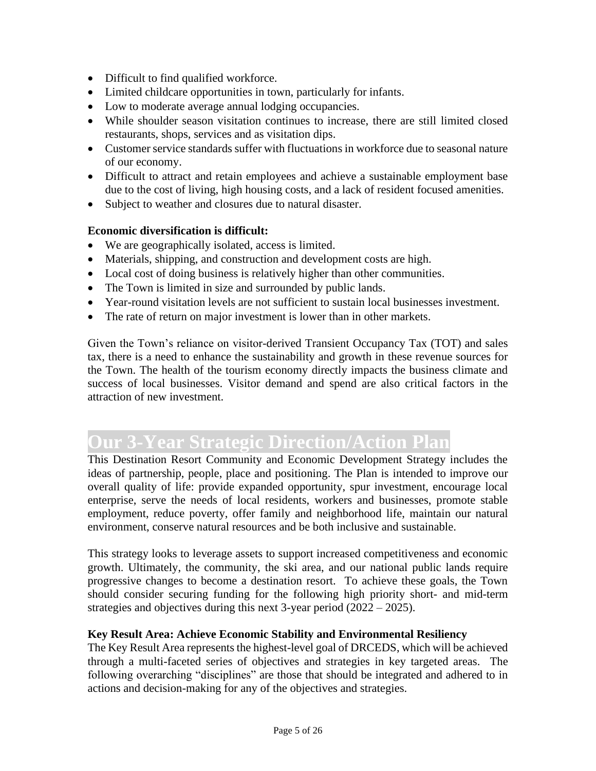- Difficult to find qualified workforce.
- Limited childcare opportunities in town, particularly for infants.
- Low to moderate average annual lodging occupancies.
- While shoulder season visitation continues to increase, there are still limited closed restaurants, shops, services and as visitation dips.
- Customer service standards suffer with fluctuations in workforce due to seasonal nature of our economy.
- Difficult to attract and retain employees and achieve a sustainable employment base due to the cost of living, high housing costs, and a lack of resident focused amenities.
- Subject to weather and closures due to natural disaster.

**Economic diversification is difficult:**

- We are geographically isolated, access is limited.
- Materials, shipping, and construction and development costs are high.
- Local cost of doing business is relatively higher than other communities.
- The Town is limited in size and surrounded by public lands.
- Year-round visitation levels are not sufficient to sustain local businesses investment.
- The rate of return on major investment is lower than in other markets.

Given the Town's reliance on visitor-derived Transient Occupancy Tax (TOT) and sales tax, there is a need to enhance the sustainability and growth in these revenue sources for the Town. The health of the tourism economy directly impacts the business climate and success of local businesses. Visitor demand and spend are also critical factors in the attraction of new investment.

# Our 3-Year Strategic Direction/Action Plan

This Destination Resort Community and Economic Development Strategy includes the ideas of partnership, people, place and positioning. The Plan is intended to improve our overall quality of life: provide expanded opportunity, spur investment, encourage local enterprise, serve the needs of local residents, workers and businesses, promote stable employment, reduce poverty, offer family and neighborhood life, maintain our natural environment, conserve natural resources and be both inclusive and sustainable.

This strategy looks to leverage assets to support increased competitiveness and economic growth. Ultimately, the community, the ski area, and our national public lands require progressive changes to become a destination resort. To achieve these goals, the Town should consider securing funding for the following high priority short- and mid-term strategies and objectives during this next 3-year period (2022 – 2025).

**Key Result Area: Achieve Economic Stability and Environmental Resiliency**

The Key Result Area represents the highest-level goal of DRCEDS, which will be achieved through a multi-faceted series of objectives and strategies in key targeted areas. The following overarching "disciplines" are those that should be integrated and adhered to in actions and decision-making for any of the objectives and strategies.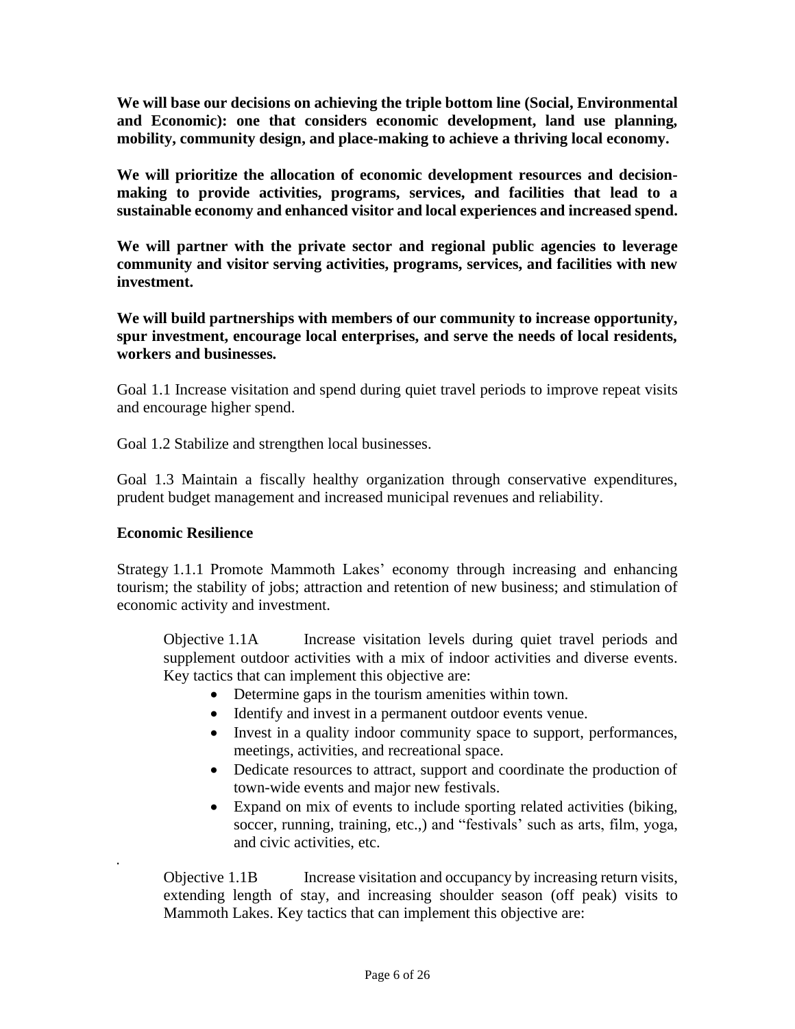**We will base our decisions on achieving the triple bottom line (Social, Environmental and Economic): one that considers economic development, land use planning, mobility, community design, and place-making to achieve a thriving local economy.**

**We will prioritize the allocation of economic development resources and decision-making to provide activities, programs, services, and facilities that lead to a sustainable economy and enhanced visitor and local experiences and increased spend.**

**We will partner with the private sector and regional public agencies to leverage community and visitor serving activities, programs, services, and facilities with new investment.**

**We will build partnerships with members of our community to increase opportunity, spur investment, encourage local enterprises, and serve the needs of local residents, workers and businesses.**

Goal 1.1 Increase visitation and spend during quiet travel periods to improve repeat visits and encourage higher spend.

Goal 1.2 Stabilize and strengthen local businesses.

Goal 1.3 Maintain a fiscally healthy organization through conservative expenditures, prudent budget management and increased municipal revenues and reliability.

**Economic Resilience**

Strategy 1.1.1 Promote Mammoth Lakes' economy through increasing and enhancing tourism; the stability of jobs; attraction and retention of new business; and stimulation of economic activity and investment.

Objective 1.1A Increase visitation levels during quiet travel periods and supplement outdoor activities with a mix of indoor activities and diverse events. Key tactics that can implement this objective are:

- Determine gaps in the tourism amenities within town.
- Identify and invest in a permanent outdoor events venue.
- Invest in a quality indoor community space to support, performances, meetings, activities, and recreational space.
- Dedicate resources to attract, support and coordinate the production of town-wide events and major new festivals.
- Expand on mix of events to include sporting related activities (biking, soccer, running, training, etc.,) and "festivals' such as arts, film, yoga, and civic activities, etc.

.

Objective 1.1B Increase visitation and occupancy by increasing return visits, extending length of stay, and increasing shoulder season (off peak) visits to Mammoth Lakes. Key tactics that can implement this objective are: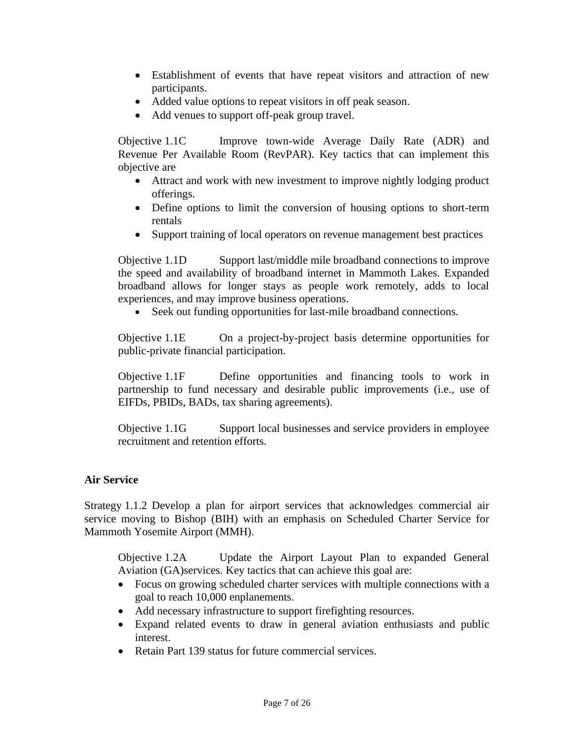- Establishment of events that have repeat visitors and attraction of new participants.
- Added value options to repeat visitors in off peak season.
- Add venues to support off-peak group travel.

Objective 1.1C Improve town-wide Average Daily Rate (ADR) and Revenue Per Available Room (RevPAR). Key tactics that can implement this objective are

- Attract and work with new investment to improve nightly lodging product offerings.
- Define options to limit the conversion of housing options to short-term rentals
- Support training of local operators on revenue management best practices

Objective 1.1D Support last/middle mile broadband connections to improve the speed and availability of broadband internet in Mammoth Lakes. Expanded broadband allows for longer stays as people work remotely, adds to local experiences, and may improve business operations.

- Seek out funding opportunities for last-mile broadband connections.

Objective 1.1E On a project-by-project basis determine opportunities for public-private financial participation.

Objective 1.1F Define opportunities and financing tools to work in partnership to fund necessary and desirable public improvements (i.e., use of EIFDs, PBIDs, BADs, tax sharing agreements).

Objective 1.1G Support local businesses and service providers in employee recruitment and retention efforts.

**Air Service**

Strategy 1.1.2 Develop a plan for airport services that acknowledges commercial air service moving to Bishop (BIH) with an emphasis on Scheduled Charter Service for Mammoth Yosemite Airport (MMH).

Objective 1.2A Update the Airport Layout Plan to expanded General Aviation (GA)services. Key tactics that can achieve this goal are:

- Focus on growing scheduled charter services with multiple connections with a goal to reach 10,000 enplanements.
- Add necessary infrastructure to support firefighting resources.
- Expand related events to draw in general aviation enthusiasts and public interest.
- Retain Part 139 status for future commercial services.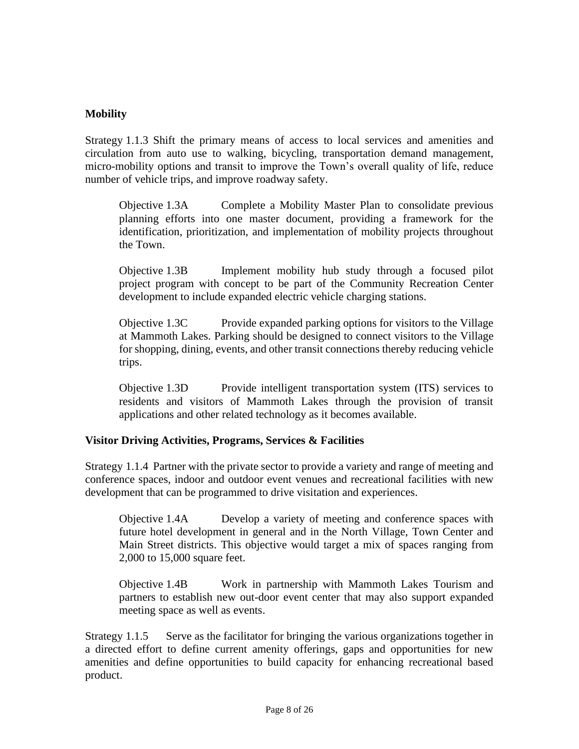**Mobility**

Strategy 1.1.3 Shift the primary means of access to local services and amenities and circulation from auto use to walking, bicycling, transportation demand management, micro-mobility options and transit to improve the Town's overall quality of life, reduce number of vehicle trips, and improve roadway safety.

> Objective 1.3A Complete a Mobility Master Plan to consolidate previous planning efforts into one master document, providing a framework for the identification, prioritization, and implementation of mobility projects throughout the Town.
>
> Objective 1.3B Implement mobility hub study through a focused pilot project program with concept to be part of the Community Recreation Center development to include expanded electric vehicle charging stations.
>
> Objective 1.3C Provide expanded parking options for visitors to the Village at Mammoth Lakes. Parking should be designed to connect visitors to the Village for shopping, dining, events, and other transit connections thereby reducing vehicle trips.
>
> Objective 1.3D Provide intelligent transportation system (ITS) services to residents and visitors of Mammoth Lakes through the provision of transit applications and other related technology as it becomes available.

**Visitor Driving Activities, Programs, Services & Facilities**

Strategy 1.1.4 Partner with the private sector to provide a variety and range of meeting and conference spaces, indoor and outdoor event venues and recreational facilities with new development that can be programmed to drive visitation and experiences.

> Objective 1.4A Develop a variety of meeting and conference spaces with future hotel development in general and in the North Village, Town Center and Main Street districts. This objective would target a mix of spaces ranging from 2,000 to 15,000 square feet.
>
> Objective 1.4B Work in partnership with Mammoth Lakes Tourism and partners to establish new out-door event center that may also support expanded meeting space as well as events.

Strategy 1.1.5 Serve as the facilitator for bringing the various organizations together in a directed effort to define current amenity offerings, gaps and opportunities for new amenities and define opportunities to build capacity for enhancing recreational based product.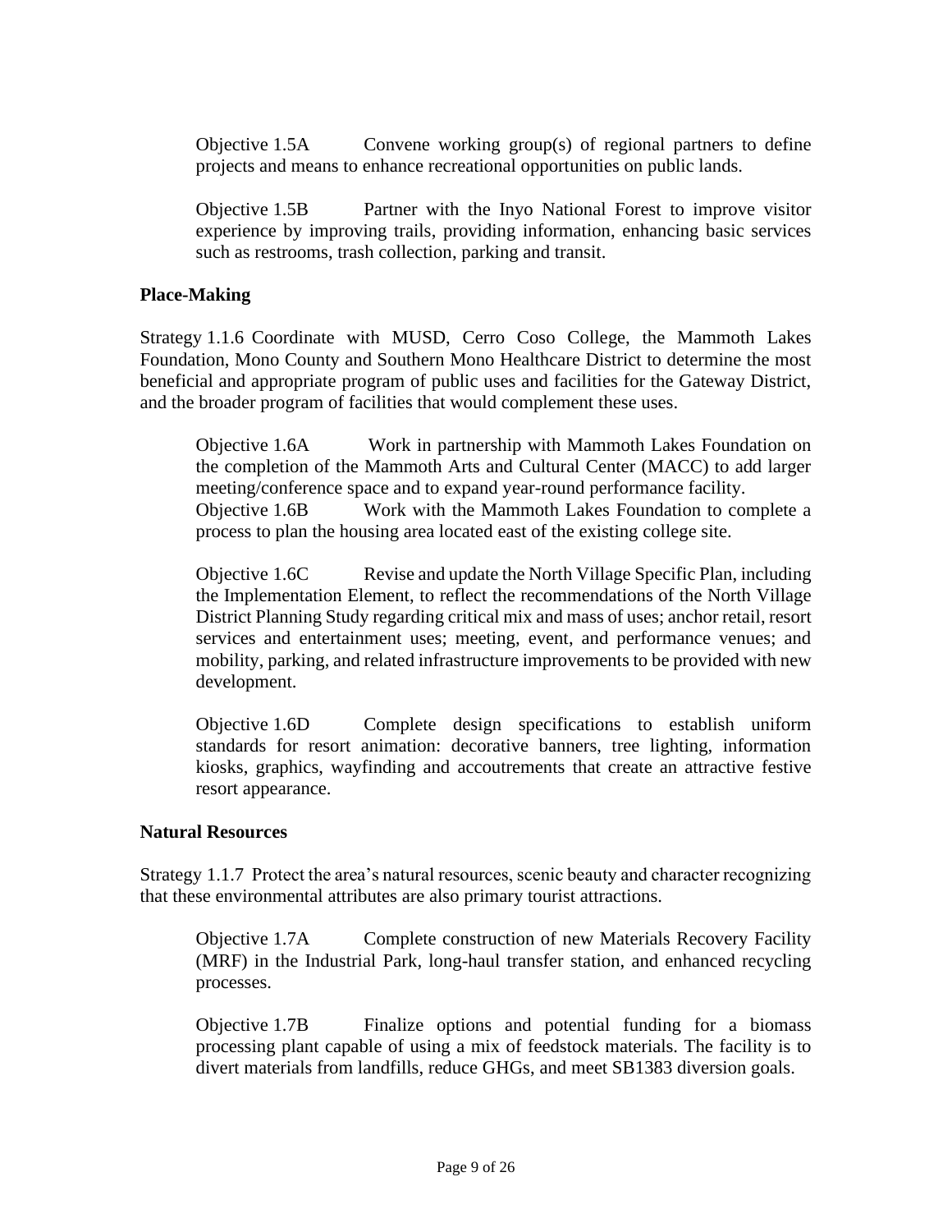Objective 1.5A Convene working group(s) of regional partners to define projects and means to enhance recreational opportunities on public lands.

Objective 1.5B Partner with the Inyo National Forest to improve visitor experience by improving trails, providing information, enhancing basic services such as restrooms, trash collection, parking and transit.

**Place-Making**

Strategy 1.1.6 Coordinate with MUSD, Cerro Coso College, the Mammoth Lakes Foundation, Mono County and Southern Mono Healthcare District to determine the most beneficial and appropriate program of public uses and facilities for the Gateway District, and the broader program of facilities that would complement these uses.

Objective 1.6A Work in partnership with Mammoth Lakes Foundation on the completion of the Mammoth Arts and Cultural Center (MACC) to add larger meeting/conference space and to expand year-round performance facility.

Objective 1.6B Work with the Mammoth Lakes Foundation to complete a process to plan the housing area located east of the existing college site.

Objective 1.6C Revise and update the North Village Specific Plan, including the Implementation Element, to reflect the recommendations of the North Village District Planning Study regarding critical mix and mass of uses; anchor retail, resort services and entertainment uses; meeting, event, and performance venues; and mobility, parking, and related infrastructure improvements to be provided with new development.

Objective 1.6D Complete design specifications to establish uniform standards for resort animation: decorative banners, tree lighting, information kiosks, graphics, wayfinding and accoutrements that create an attractive festive resort appearance.

**Natural Resources**

Strategy 1.1.7 Protect the area's natural resources, scenic beauty and character recognizing that these environmental attributes are also primary tourist attractions.

Objective 1.7A Complete construction of new Materials Recovery Facility (MRF) in the Industrial Park, long-haul transfer station, and enhanced recycling processes.

Objective 1.7B Finalize options and potential funding for a biomass processing plant capable of using a mix of feedstock materials. The facility is to divert materials from landfills, reduce GHGs, and meet SB1383 diversion goals.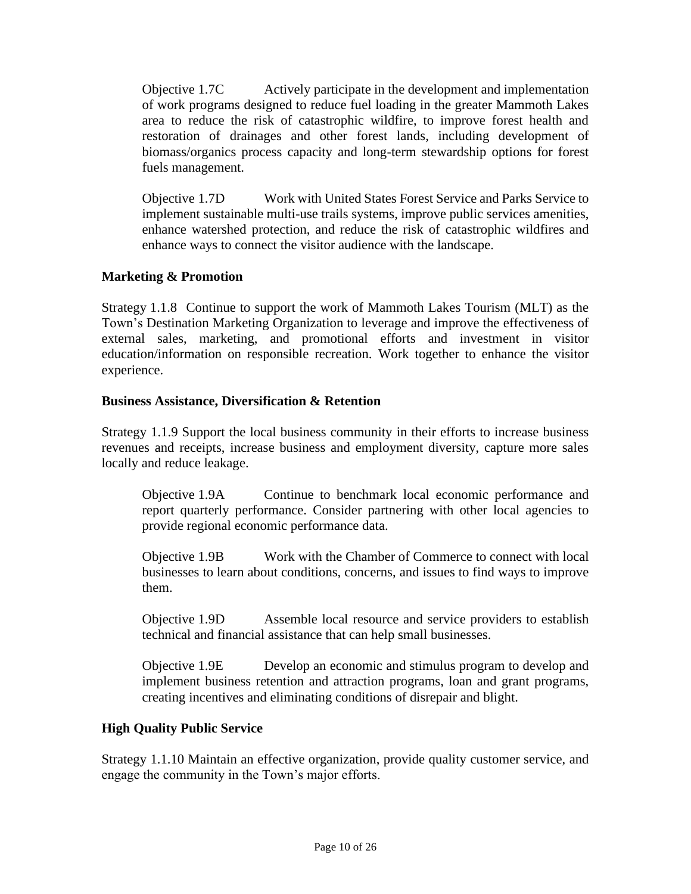Objective 1.7C Actively participate in the development and implementation of work programs designed to reduce fuel loading in the greater Mammoth Lakes area to reduce the risk of catastrophic wildfire, to improve forest health and restoration of drainages and other forest lands, including development of biomass/organics process capacity and long-term stewardship options for forest fuels management.

Objective 1.7D Work with United States Forest Service and Parks Service to implement sustainable multi-use trails systems, improve public services amenities, enhance watershed protection, and reduce the risk of catastrophic wildfires and enhance ways to connect the visitor audience with the landscape.

**Marketing & Promotion**

Strategy 1.1.8 Continue to support the work of Mammoth Lakes Tourism (MLT) as the Town's Destination Marketing Organization to leverage and improve the effectiveness of external sales, marketing, and promotional efforts and investment in visitor education/information on responsible recreation. Work together to enhance the visitor experience.

**Business Assistance, Diversification & Retention**

Strategy 1.1.9 Support the local business community in their efforts to increase business revenues and receipts, increase business and employment diversity, capture more sales locally and reduce leakage.

Objective 1.9A Continue to benchmark local economic performance and report quarterly performance. Consider partnering with other local agencies to provide regional economic performance data.

Objective 1.9B Work with the Chamber of Commerce to connect with local businesses to learn about conditions, concerns, and issues to find ways to improve them.

Objective 1.9D Assemble local resource and service providers to establish technical and financial assistance that can help small businesses.

Objective 1.9E Develop an economic and stimulus program to develop and implement business retention and attraction programs, loan and grant programs, creating incentives and eliminating conditions of disrepair and blight.

**High Quality Public Service**

Strategy 1.1.10 Maintain an effective organization, provide quality customer service, and engage the community in the Town's major efforts.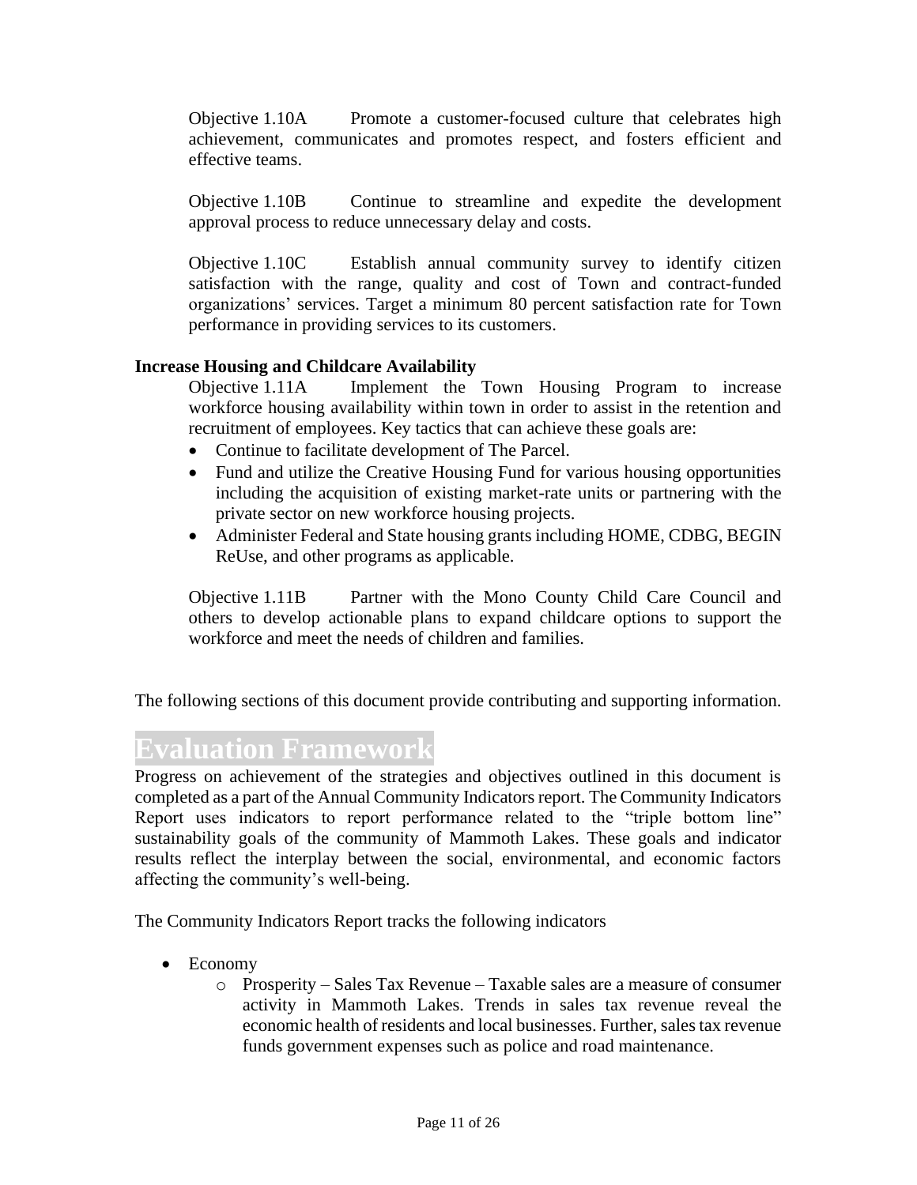Objective 1.10A Promote a customer-focused culture that celebrates high achievement, communicates and promotes respect, and fosters efficient and effective teams.

Objective 1.10B Continue to streamline and expedite the development approval process to reduce unnecessary delay and costs.

Objective 1.10C Establish annual community survey to identify citizen satisfaction with the range, quality and cost of Town and contract-funded organizations' services. Target a minimum 80 percent satisfaction rate for Town performance in providing services to its customers.

**Increase Housing and Childcare Availability**

Objective 1.11A Implement the Town Housing Program to increase workforce housing availability within town in order to assist in the retention and recruitment of employees. Key tactics that can achieve these goals are:

- Continue to facilitate development of The Parcel.
- Fund and utilize the Creative Housing Fund for various housing opportunities including the acquisition of existing market-rate units or partnering with the private sector on new workforce housing projects.
- Administer Federal and State housing grants including HOME, CDBG, BEGIN ReUse, and other programs as applicable.

Objective 1.11B Partner with the Mono County Child Care Council and others to develop actionable plans to expand childcare options to support the workforce and meet the needs of children and families.

The following sections of this document provide contributing and supporting information.

# Evaluation Framework

Progress on achievement of the strategies and objectives outlined in this document is completed as a part of the Annual Community Indicators report. The Community Indicators Report uses indicators to report performance related to the "triple bottom line" sustainability goals of the community of Mammoth Lakes. These goals and indicator results reflect the interplay between the social, environmental, and economic factors affecting the community's well-being.

The Community Indicators Report tracks the following indicators

- Economy
    - Prosperity – Sales Tax Revenue – Taxable sales are a measure of consumer activity in Mammoth Lakes. Trends in sales tax revenue reveal the economic health of residents and local businesses. Further, sales tax revenue funds government expenses such as police and road maintenance.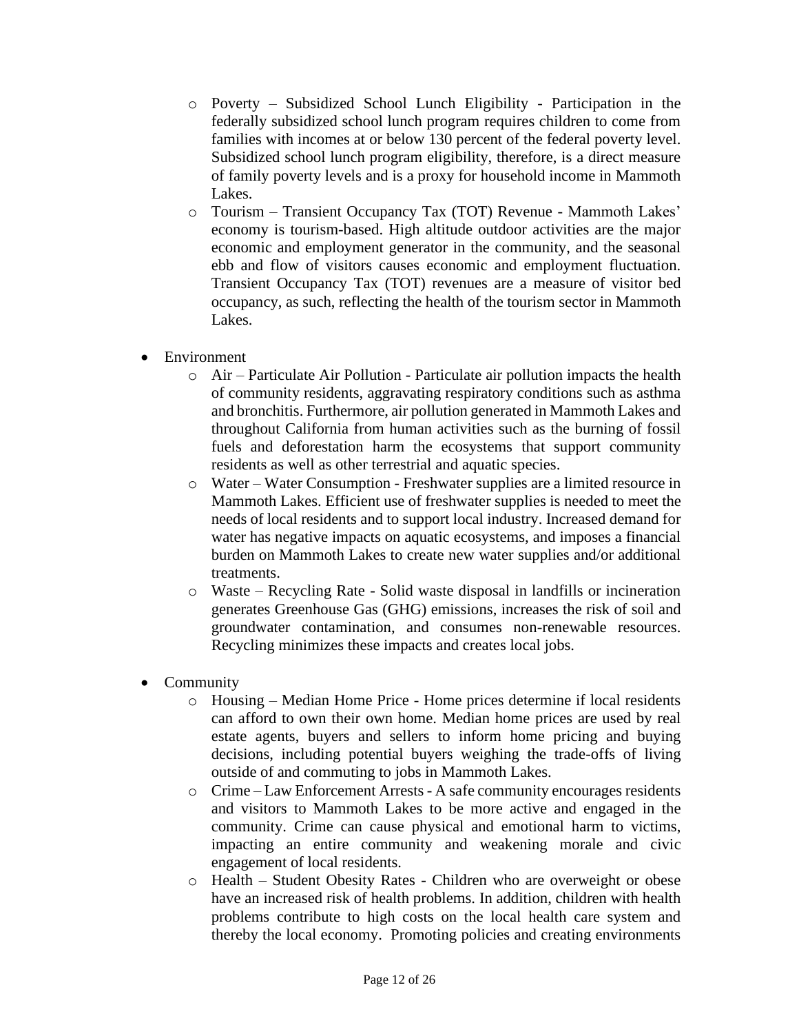- Poverty – Subsidized School Lunch Eligibility - Participation in the federally subsidized school lunch program requires children to come from families with incomes at or below 130 percent of the federal poverty level. Subsidized school lunch program eligibility, therefore, is a direct measure of family poverty levels and is a proxy for household income in Mammoth Lakes.
  - Tourism – Transient Occupancy Tax (TOT) Revenue - Mammoth Lakes' economy is tourism-based. High altitude outdoor activities are the major economic and employment generator in the community, and the seasonal ebb and flow of visitors causes economic and employment fluctuation. Transient Occupancy Tax (TOT) revenues are a measure of visitor bed occupancy, as such, reflecting the health of the tourism sector in Mammoth Lakes.

- Environment
  - Air – Particulate Air Pollution - Particulate air pollution impacts the health of community residents, aggravating respiratory conditions such as asthma and bronchitis. Furthermore, air pollution generated in Mammoth Lakes and throughout California from human activities such as the burning of fossil fuels and deforestation harm the ecosystems that support community residents as well as other terrestrial and aquatic species.
  - Water – Water Consumption - Freshwater supplies are a limited resource in Mammoth Lakes. Efficient use of freshwater supplies is needed to meet the needs of local residents and to support local industry. Increased demand for water has negative impacts on aquatic ecosystems, and imposes a financial burden on Mammoth Lakes to create new water supplies and/or additional treatments.
  - Waste – Recycling Rate - Solid waste disposal in landfills or incineration generates Greenhouse Gas (GHG) emissions, increases the risk of soil and groundwater contamination, and consumes non-renewable resources. Recycling minimizes these impacts and creates local jobs.

- Community
  - Housing – Median Home Price - Home prices determine if local residents can afford to own their own home. Median home prices are used by real estate agents, buyers and sellers to inform home pricing and buying decisions, including potential buyers weighing the trade-offs of living outside of and commuting to jobs in Mammoth Lakes.
  - Crime – Law Enforcement Arrests - A safe community encourages residents and visitors to Mammoth Lakes to be more active and engaged in the community. Crime can cause physical and emotional harm to victims, impacting an entire community and weakening morale and civic engagement of local residents.
  - Health – Student Obesity Rates - Children who are overweight or obese have an increased risk of health problems. In addition, children with health problems contribute to high costs on the local health care system and thereby the local economy. Promoting policies and creating environments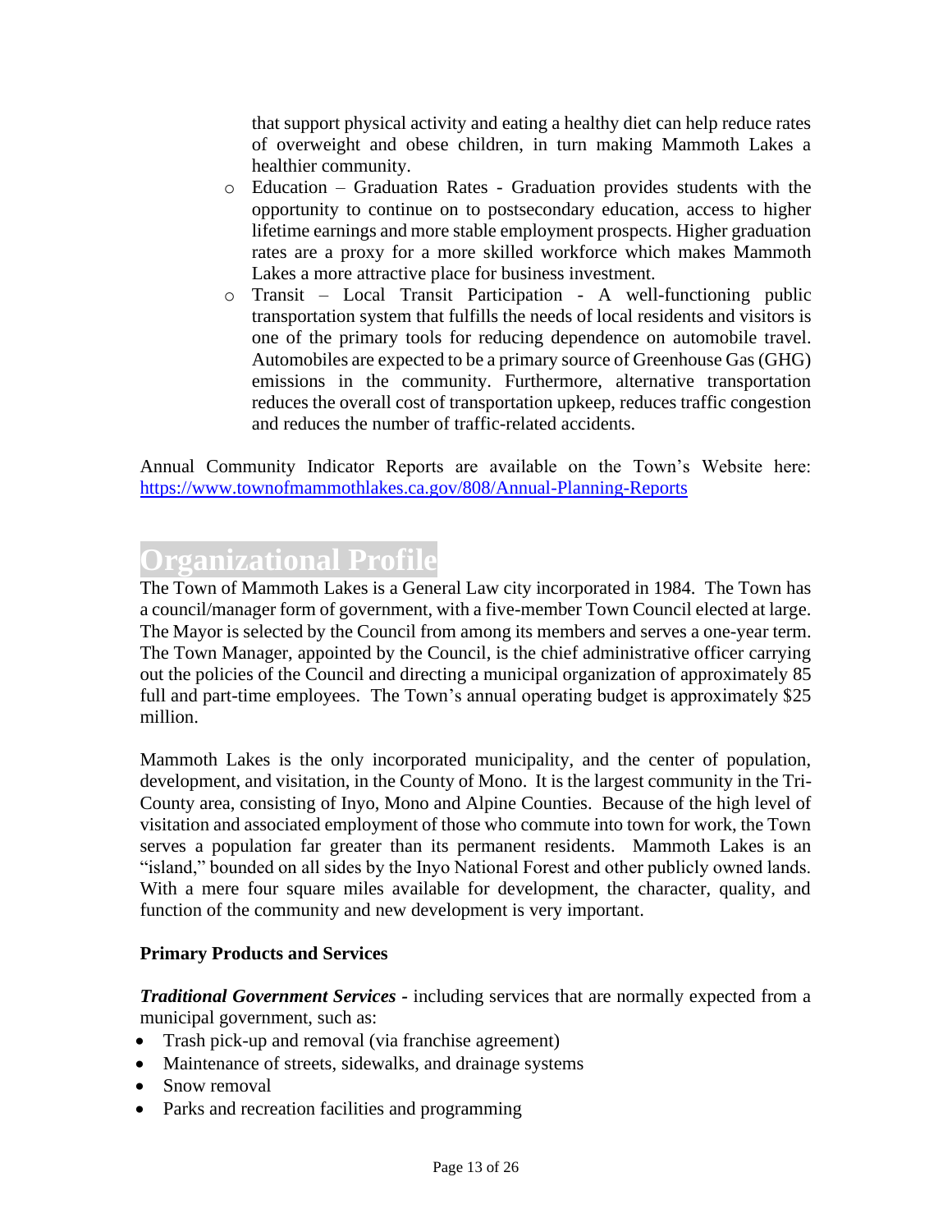that support physical activity and eating a healthy diet can help reduce rates of overweight and obese children, in turn making Mammoth Lakes a healthier community.

- Education – Graduation Rates - Graduation provides students with the opportunity to continue on to postsecondary education, access to higher lifetime earnings and more stable employment prospects. Higher graduation rates are a proxy for a more skilled workforce which makes Mammoth Lakes a more attractive place for business investment.
- Transit – Local Transit Participation - A well-functioning public transportation system that fulfills the needs of local residents and visitors is one of the primary tools for reducing dependence on automobile travel. Automobiles are expected to be a primary source of Greenhouse Gas (GHG) emissions in the community. Furthermore, alternative transportation reduces the overall cost of transportation upkeep, reduces traffic congestion and reduces the number of traffic-related accidents.

Annual Community Indicator Reports are available on the Town's Website here: https://www.townofmammothlakes.ca.gov/808/Annual-Planning-Reports

# Organizational Profile

The Town of Mammoth Lakes is a General Law city incorporated in 1984. The Town has a council/manager form of government, with a five-member Town Council elected at large. The Mayor is selected by the Council from among its members and serves a one-year term. The Town Manager, appointed by the Council, is the chief administrative officer carrying out the policies of the Council and directing a municipal organization of approximately 85 full and part-time employees. The Town's annual operating budget is approximately $25 million.

Mammoth Lakes is the only incorporated municipality, and the center of population, development, and visitation, in the County of Mono. It is the largest community in the Tri-County area, consisting of Inyo, Mono and Alpine Counties. Because of the high level of visitation and associated employment of those who commute into town for work, the Town serves a population far greater than its permanent residents. Mammoth Lakes is an "island," bounded on all sides by the Inyo National Forest and other publicly owned lands. With a mere four square miles available for development, the character, quality, and function of the community and new development is very important.

**Primary Products and Services**

***Traditional Government Services*** - including services that are normally expected from a municipal government, such as:

- Trash pick-up and removal (via franchise agreement)
- Maintenance of streets, sidewalks, and drainage systems
- Snow removal
- Parks and recreation facilities and programming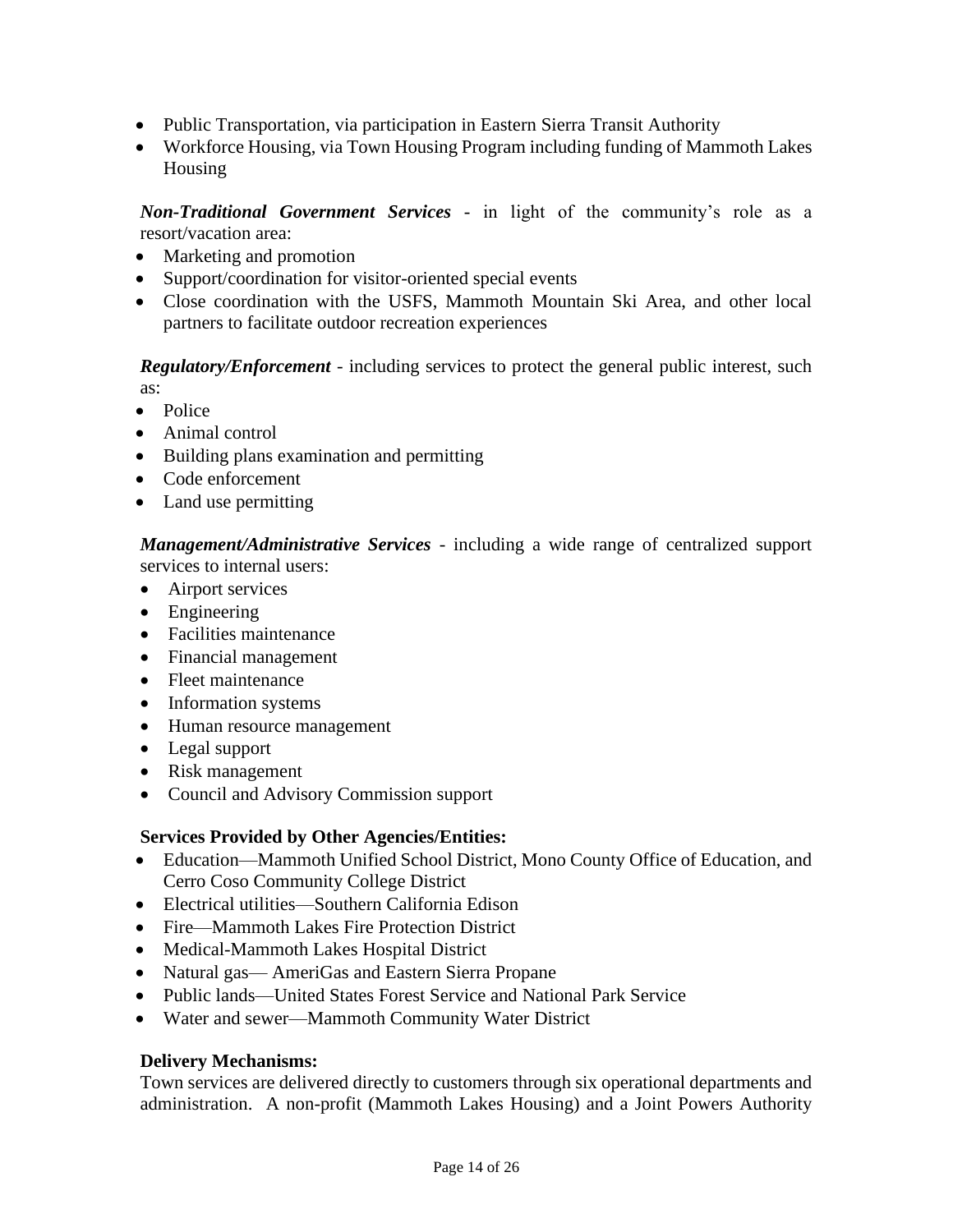- Public Transportation, via participation in Eastern Sierra Transit Authority
- Workforce Housing, via Town Housing Program including funding of Mammoth Lakes Housing

***Non-Traditional Government Services*** - in light of the community's role as a resort/vacation area:

- Marketing and promotion
- Support/coordination for visitor-oriented special events
- Close coordination with the USFS, Mammoth Mountain Ski Area, and other local partners to facilitate outdoor recreation experiences

***Regulatory/Enforcement*** - including services to protect the general public interest, such as:

- Police
- Animal control
- Building plans examination and permitting
- Code enforcement
- Land use permitting

***Management/Administrative Services*** - including a wide range of centralized support services to internal users:

- Airport services
- Engineering
- Facilities maintenance
- Financial management
- Fleet maintenance
- Information systems
- Human resource management
- Legal support
- Risk management
- Council and Advisory Commission support

**Services Provided by Other Agencies/Entities:**

- Education—Mammoth Unified School District, Mono County Office of Education, and Cerro Coso Community College District
- Electrical utilities—Southern California Edison
- Fire—Mammoth Lakes Fire Protection District
- Medical-Mammoth Lakes Hospital District
- Natural gas— AmeriGas and Eastern Sierra Propane
- Public lands—United States Forest Service and National Park Service
- Water and sewer—Mammoth Community Water District

**Delivery Mechanisms:**

Town services are delivered directly to customers through six operational departments and administration. A non-profit (Mammoth Lakes Housing) and a Joint Powers Authority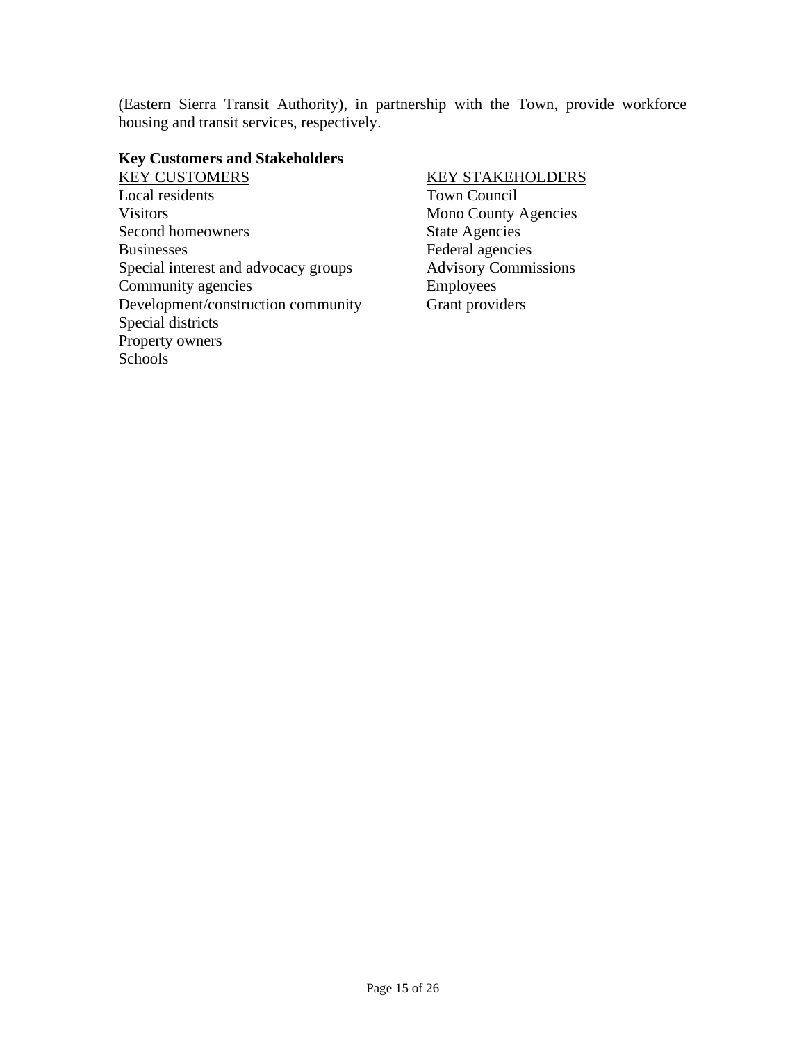(Eastern Sierra Transit Authority), in partnership with the Town, provide workforce housing and transit services, respectively.

**Key Customers and Stakeholders**

<u>KEY CUSTOMERS</u>

Local residents
Visitors
Second homeowners
Businesses
Special interest and advocacy groups
Community agencies
Development/construction community
Special districts
Property owners
Schools

<u>KEY STAKEHOLDERS</u>

Town Council
Mono County Agencies
State Agencies
Federal agencies
Advisory Commissions
Employees
Grant providers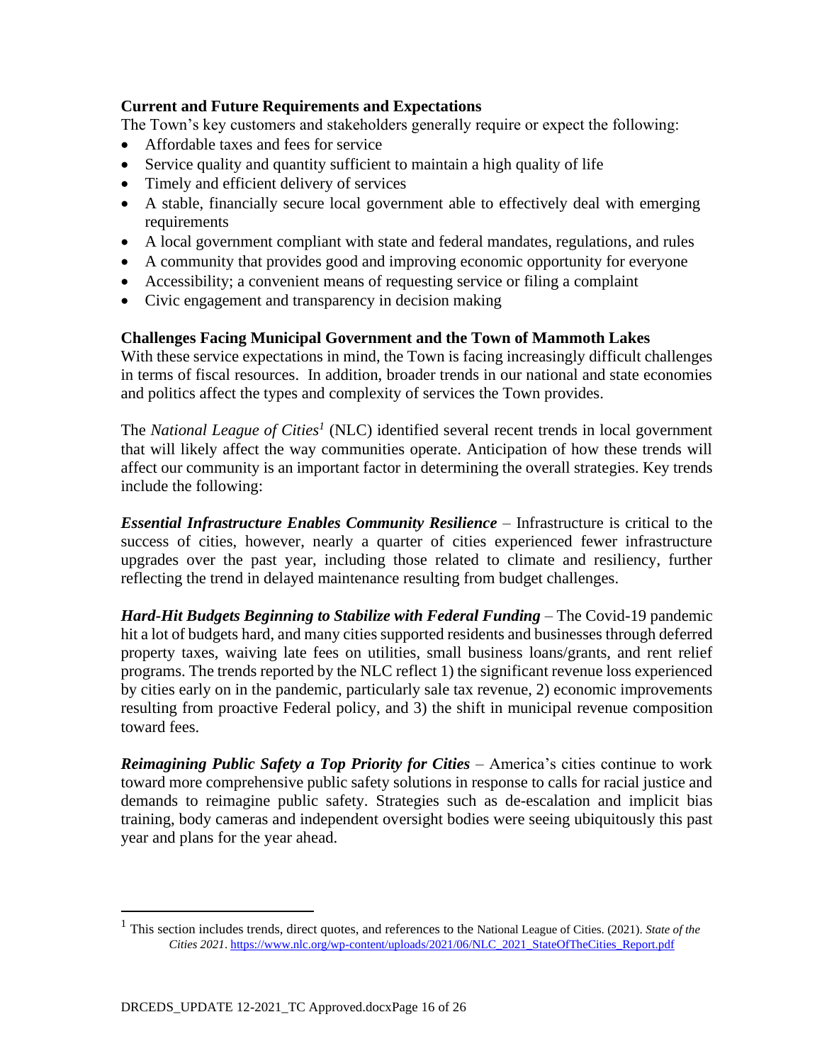### Current and Future Requirements and Expectations

The Town's key customers and stakeholders generally require or expect the following:

- Affordable taxes and fees for service
- Service quality and quantity sufficient to maintain a high quality of life
- Timely and efficient delivery of services
- A stable, financially secure local government able to effectively deal with emerging requirements
- A local government compliant with state and federal mandates, regulations, and rules
- A community that provides good and improving economic opportunity for everyone
- Accessibility; a convenient means of requesting service or filing a complaint
- Civic engagement and transparency in decision making

### Challenges Facing Municipal Government and the Town of Mammoth Lakes

With these service expectations in mind, the Town is facing increasingly difficult challenges in terms of fiscal resources. In addition, broader trends in our national and state economies and politics affect the types and complexity of services the Town provides.

The *National League of Cities*[1] (NLC) identified several recent trends in local government that will likely affect the way communities operate. Anticipation of how these trends will affect our community is an important factor in determining the overall strategies. Key trends include the following:

***Essential Infrastructure Enables Community Resilience*** – Infrastructure is critical to the success of cities, however, nearly a quarter of cities experienced fewer infrastructure upgrades over the past year, including those related to climate and resiliency, further reflecting the trend in delayed maintenance resulting from budget challenges.

***Hard-Hit Budgets Beginning to Stabilize with Federal Funding*** – The Covid-19 pandemic hit a lot of budgets hard, and many cities supported residents and businesses through deferred property taxes, waiving late fees on utilities, small business loans/grants, and rent relief programs. The trends reported by the NLC reflect 1) the significant revenue loss experienced by cities early on in the pandemic, particularly sale tax revenue, 2) economic improvements resulting from proactive Federal policy, and 3) the shift in municipal revenue composition toward fees.

***Reimagining Public Safety a Top Priority for Cities*** – America's cities continue to work toward more comprehensive public safety solutions in response to calls for racial justice and demands to reimagine public safety. Strategies such as de-escalation and implicit bias training, body cameras and independent oversight bodies were seeing ubiquitously this past year and plans for the year ahead.

---

[1] This section includes trends, direct quotes, and references to the National League of Cities. (2021). *State of the Cities 2021*. https://www.nlc.org/wp-content/uploads/2021/06/NLC_2021_StateOfTheCities_Report.pdf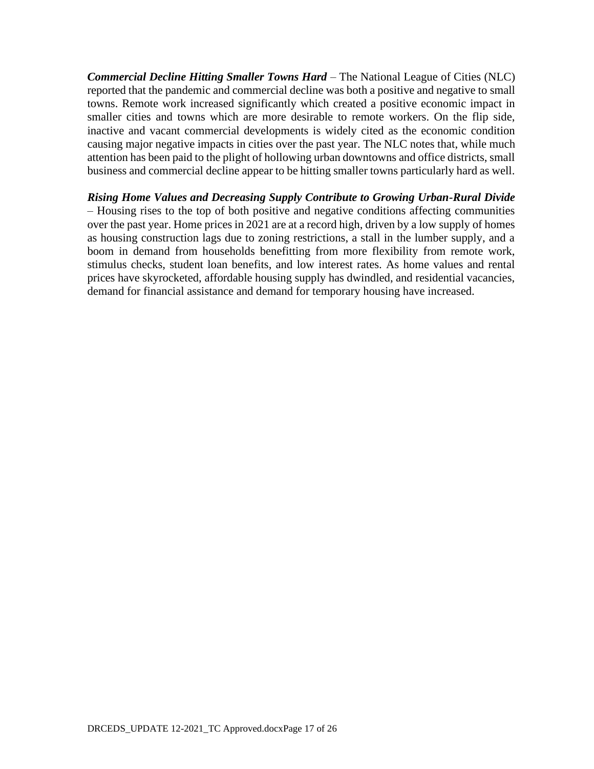***Commercial Decline Hitting Smaller Towns Hard*** – The National League of Cities (NLC) reported that the pandemic and commercial decline was both a positive and negative to small towns. Remote work increased significantly which created a positive economic impact in smaller cities and towns which are more desirable to remote workers. On the flip side, inactive and vacant commercial developments is widely cited as the economic condition causing major negative impacts in cities over the past year. The NLC notes that, while much attention has been paid to the plight of hollowing urban downtowns and office districts, small business and commercial decline appear to be hitting smaller towns particularly hard as well.

***Rising Home Values and Decreasing Supply Contribute to Growing Urban-Rural Divide*** – Housing rises to the top of both positive and negative conditions affecting communities over the past year. Home prices in 2021 are at a record high, driven by a low supply of homes as housing construction lags due to zoning restrictions, a stall in the lumber supply, and a boom in demand from households benefitting from more flexibility from remote work, stimulus checks, student loan benefits, and low interest rates. As home values and rental prices have skyrocketed, affordable housing supply has dwindled, and residential vacancies, demand for financial assistance and demand for temporary housing have increased.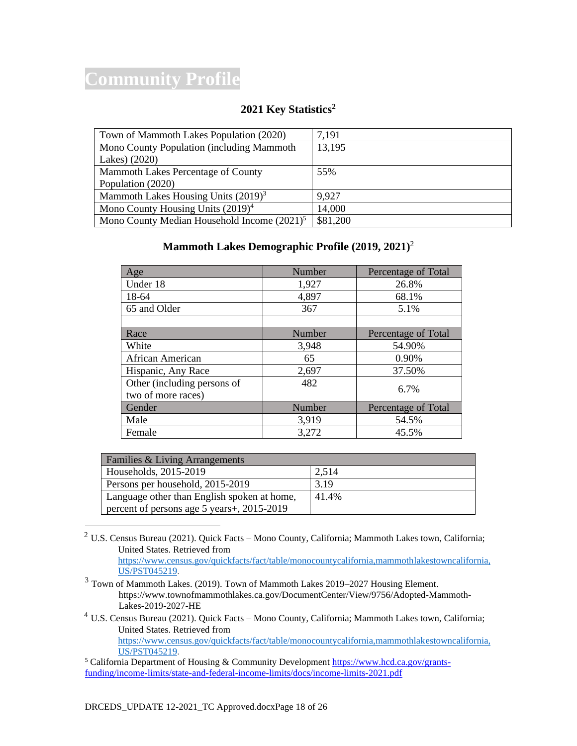# Community Profile

### 2021 Key Statistics[2]

| | |
|---|---|
| Town of Mammoth Lakes Population (2020) | 7,191 |
| Mono County Population (including Mammoth Lakes) (2020) | 13,195 |
| Mammoth Lakes Percentage of County Population (2020) | 55% |
| Mammoth Lakes Housing Units (2019)[3] | 9,927 |
| Mono County Housing Units (2019)[4] | 14,000 |
| Mono County Median Household Income (2021)[5] | $81,200 |

### Mammoth Lakes Demographic Profile (2019, 2021)[2]

| Age | Number | Percentage of Total |
|---|---|---|
| Under 18 | 1,927 | 26.8% |
| 18-64 | 4,897 | 68.1% |
| 65 and Older | 367 | 5.1% |
| | | |
| **Race** | **Number** | **Percentage of Total** |
| White | 3,948 | 54.90% |
| African American | 65 | 0.90% |
| Hispanic, Any Race | 2,697 | 37.50% |
| Other (including persons of two of more races) | 482 | 6.7% |
| **Gender** | **Number** | **Percentage of Total** |
| Male | 3,919 | 54.5% |
| Female | 3,272 | 45.5% |

| Families & Living Arrangements | |
|---|---|
| Households, 2015-2019 | 2,514 |
| Persons per household, 2015-2019 | 3.19 |
| Language other than English spoken at home, percent of persons age 5 years+, 2015-2019 | 41.4% |

---

[2] U.S. Census Bureau (2021). Quick Facts – Mono County, California; Mammoth Lakes town, California; United States. Retrieved from https://www.census.gov/quickfacts/fact/table/monocountycalifornia,mammothlakestowncalifornia,US/PST045219.

[3] Town of Mammoth Lakes. (2019). Town of Mammoth Lakes 2019–2027 Housing Element. https://www.townofmammothlakes.ca.gov/DocumentCenter/View/9756/Adopted-Mammoth-Lakes-2019-2027-HE

[4] U.S. Census Bureau (2021). Quick Facts – Mono County, California; Mammoth Lakes town, California; United States. Retrieved from https://www.census.gov/quickfacts/fact/table/monocountycalifornia,mammothlakestowncalifornia,US/PST045219.

[5] California Department of Housing & Community Development https://www.hcd.ca.gov/grants-funding/income-limits/state-and-federal-income-limits/docs/income-limits-2021.pdf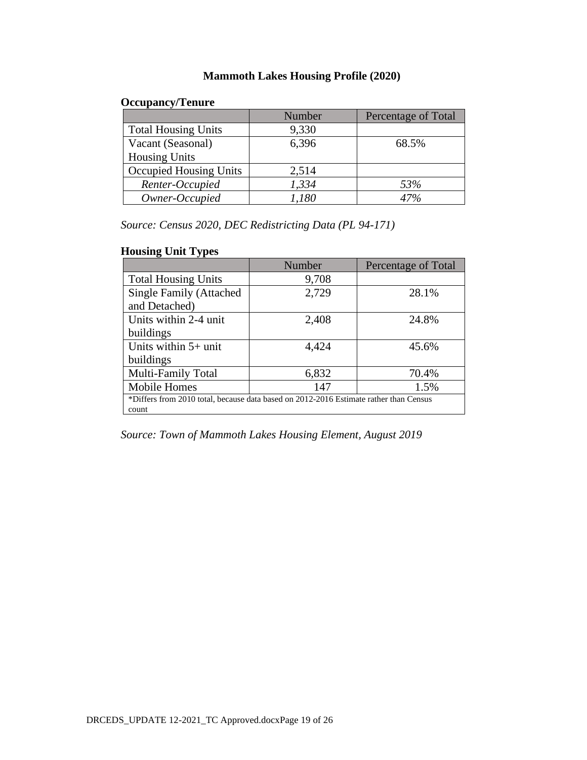## Mammoth Lakes Housing Profile (2020)

### Occupancy/Tenure

| | Number | Percentage of Total |
|---|---|---|
| Total Housing Units | 9,330 | |
| Vacant (Seasonal) Housing Units | 6,396 | 68.5% |
| Occupied Housing Units | 2,514 | |
| *Renter-Occupied* | *1,334* | *53%* |
| *Owner-Occupied* | *1,180* | *47%* |

*Source: Census 2020, DEC Redistricting Data (PL 94-171)*

### Housing Unit Types

| | Number | Percentage of Total |
|---|---|---|
| Total Housing Units | 9,708 | |
| Single Family (Attached and Detached) | 2,729 | 28.1% |
| Units within 2-4 unit buildings | 2,408 | 24.8% |
| Units within 5+ unit buildings | 4,424 | 45.6% |
| Multi-Family Total | 6,832 | 70.4% |
| Mobile Homes | 147 | 1.5% |
| *Differs from 2010 total, because data based on 2012-2016 Estimate rather than Census count | | |

*Source: Town of Mammoth Lakes Housing Element, August 2019*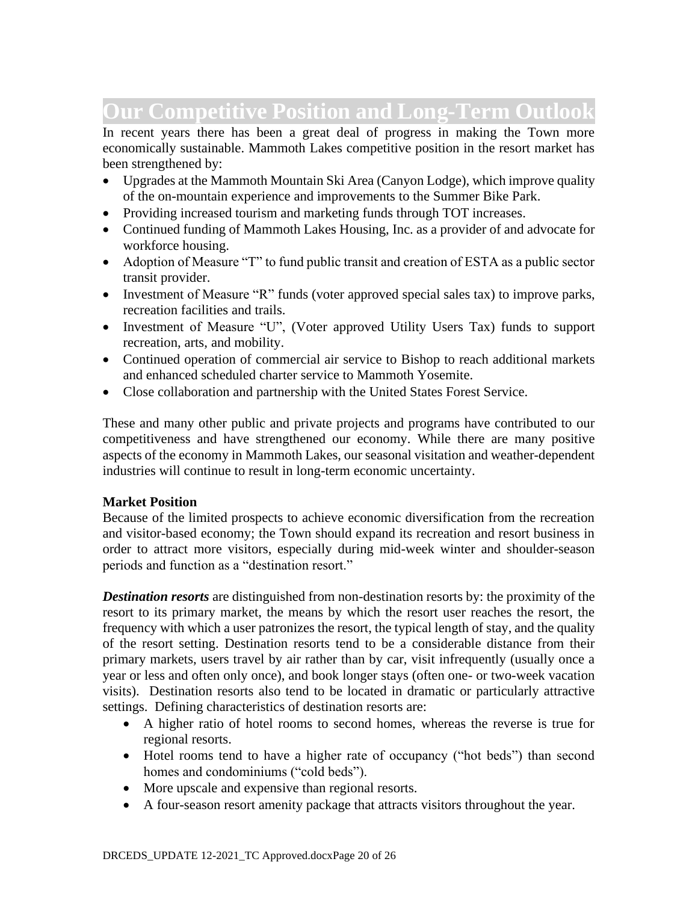# Our Competitive Position and Long-Term Outlook

In recent years there has been a great deal of progress in making the Town more economically sustainable. Mammoth Lakes competitive position in the resort market has been strengthened by:

- Upgrades at the Mammoth Mountain Ski Area (Canyon Lodge), which improve quality of the on-mountain experience and improvements to the Summer Bike Park.
- Providing increased tourism and marketing funds through TOT increases.
- Continued funding of Mammoth Lakes Housing, Inc. as a provider of and advocate for workforce housing.
- Adoption of Measure "T" to fund public transit and creation of ESTA as a public sector transit provider.
- Investment of Measure "R" funds (voter approved special sales tax) to improve parks, recreation facilities and trails.
- Investment of Measure "U", (Voter approved Utility Users Tax) funds to support recreation, arts, and mobility.
- Continued operation of commercial air service to Bishop to reach additional markets and enhanced scheduled charter service to Mammoth Yosemite.
- Close collaboration and partnership with the United States Forest Service.

These and many other public and private projects and programs have contributed to our competitiveness and have strengthened our economy. While there are many positive aspects of the economy in Mammoth Lakes, our seasonal visitation and weather-dependent industries will continue to result in long-term economic uncertainty.

**Market Position**

Because of the limited prospects to achieve economic diversification from the recreation and visitor-based economy; the Town should expand its recreation and resort business in order to attract more visitors, especially during mid-week winter and shoulder-season periods and function as a "destination resort."

***Destination resorts*** are distinguished from non-destination resorts by: the proximity of the resort to its primary market, the means by which the resort user reaches the resort, the frequency with which a user patronizes the resort, the typical length of stay, and the quality of the resort setting. Destination resorts tend to be a considerable distance from their primary markets, users travel by air rather than by car, visit infrequently (usually once a year or less and often only once), and book longer stays (often one- or two-week vacation visits). Destination resorts also tend to be located in dramatic or particularly attractive settings. Defining characteristics of destination resorts are:

- A higher ratio of hotel rooms to second homes, whereas the reverse is true for regional resorts.
- Hotel rooms tend to have a higher rate of occupancy ("hot beds") than second homes and condominiums ("cold beds").
- More upscale and expensive than regional resorts.
- A four-season resort amenity package that attracts visitors throughout the year.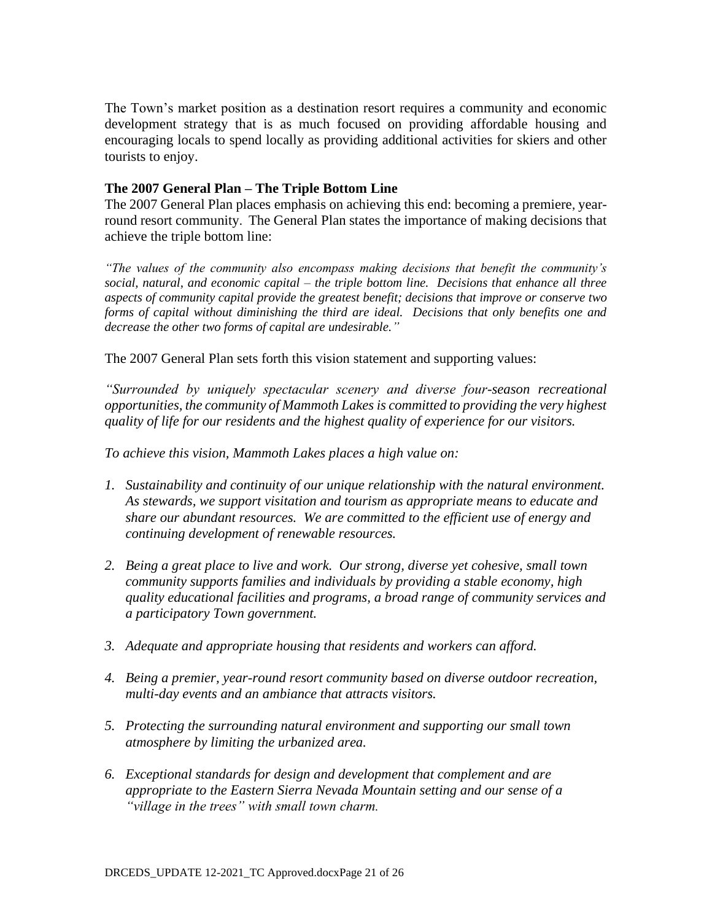The Town's market position as a destination resort requires a community and economic development strategy that is as much focused on providing affordable housing and encouraging locals to spend locally as providing additional activities for skiers and other tourists to enjoy.

**The 2007 General Plan – The Triple Bottom Line**

The 2007 General Plan places emphasis on achieving this end: becoming a premiere, year-round resort community. The General Plan states the importance of making decisions that achieve the triple bottom line:

*"The values of the community also encompass making decisions that benefit the community's social, natural, and economic capital – the triple bottom line. Decisions that enhance all three aspects of community capital provide the greatest benefit; decisions that improve or conserve two forms of capital without diminishing the third are ideal. Decisions that only benefits one and decrease the other two forms of capital are undesirable."*

The 2007 General Plan sets forth this vision statement and supporting values:

*"Surrounded by uniquely spectacular scenery and diverse four-season recreational opportunities, the community of Mammoth Lakes is committed to providing the very highest quality of life for our residents and the highest quality of experience for our visitors.*

*To achieve this vision, Mammoth Lakes places a high value on:*

1. *Sustainability and continuity of our unique relationship with the natural environment. As stewards, we support visitation and tourism as appropriate means to educate and share our abundant resources. We are committed to the efficient use of energy and continuing development of renewable resources.*
2. *Being a great place to live and work. Our strong, diverse yet cohesive, small town community supports families and individuals by providing a stable economy, high quality educational facilities and programs, a broad range of community services and a participatory Town government.*
3. *Adequate and appropriate housing that residents and workers can afford.*
4. *Being a premier, year-round resort community based on diverse outdoor recreation, multi-day events and an ambiance that attracts visitors.*
5. *Protecting the surrounding natural environment and supporting our small town atmosphere by limiting the urbanized area.*
6. *Exceptional standards for design and development that complement and are appropriate to the Eastern Sierra Nevada Mountain setting and our sense of a "village in the trees" with small town charm.*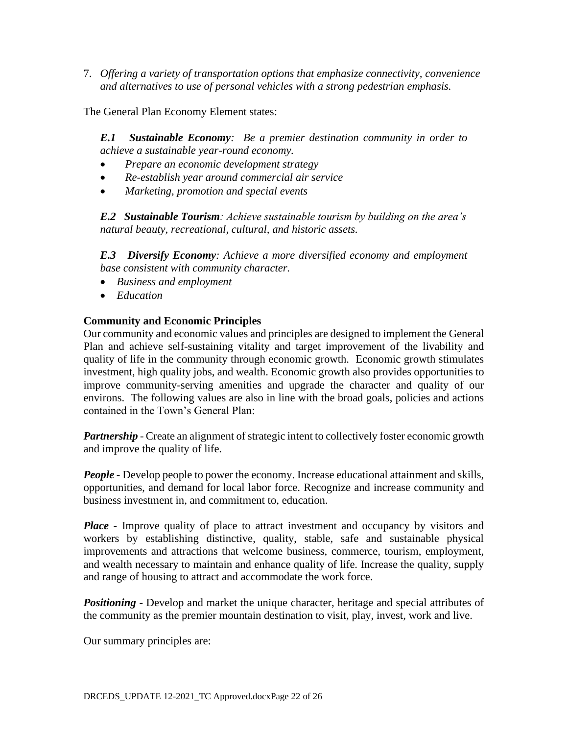7. *Offering a variety of transportation options that emphasize connectivity, convenience and alternatives to use of personal vehicles with a strong pedestrian emphasis.*

The General Plan Economy Element states:

> ***E.1 Sustainable Economy****: Be a premier destination community in order to achieve a sustainable year-round economy.*
>
> - *Prepare an economic development strategy*
> - *Re-establish year around commercial air service*
> - *Marketing, promotion and special events*
>
> ***E.2 Sustainable Tourism****: Achieve sustainable tourism by building on the area's natural beauty, recreational, cultural, and historic assets.*
>
> ***E.3 Diversify Economy****: Achieve a more diversified economy and employment base consistent with community character.*
>
> - *Business and employment*
> - *Education*

**Community and Economic Principles**

Our community and economic values and principles are designed to implement the General Plan and achieve self-sustaining vitality and target improvement of the livability and quality of life in the community through economic growth. Economic growth stimulates investment, high quality jobs, and wealth. Economic growth also provides opportunities to improve community-serving amenities and upgrade the character and quality of our environs. The following values are also in line with the broad goals, policies and actions contained in the Town's General Plan:

***Partnership*** - Create an alignment of strategic intent to collectively foster economic growth and improve the quality of life.

***People*** - Develop people to power the economy. Increase educational attainment and skills, opportunities, and demand for local labor force. Recognize and increase community and business investment in, and commitment to, education.

***Place*** - Improve quality of place to attract investment and occupancy by visitors and workers by establishing distinctive, quality, stable, safe and sustainable physical improvements and attractions that welcome business, commerce, tourism, employment, and wealth necessary to maintain and enhance quality of life. Increase the quality, supply and range of housing to attract and accommodate the work force.

***Positioning*** - Develop and market the unique character, heritage and special attributes of the community as the premier mountain destination to visit, play, invest, work and live.

Our summary principles are: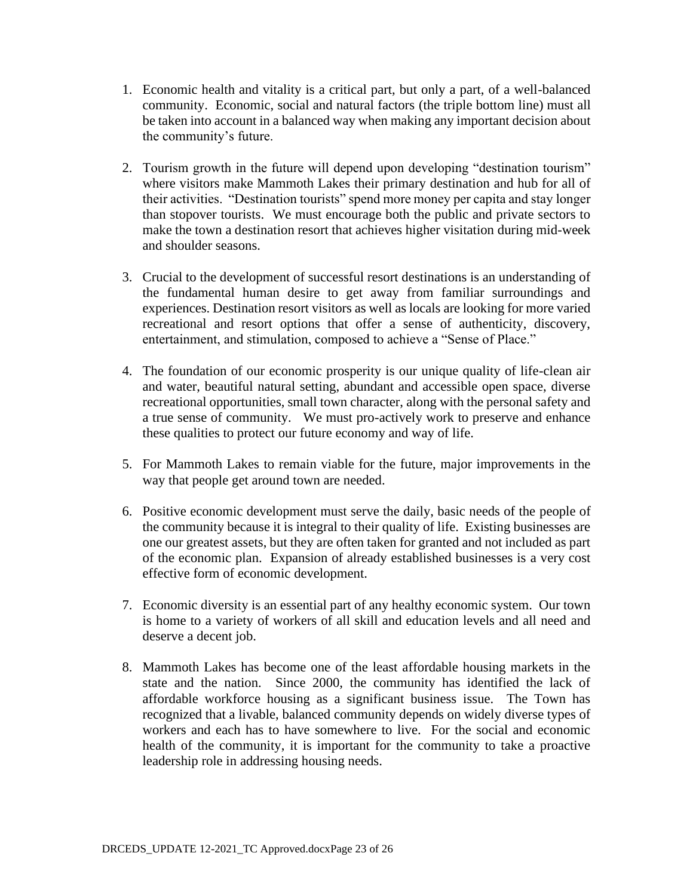1. Economic health and vitality is a critical part, but only a part, of a well-balanced community. Economic, social and natural factors (the triple bottom line) must all be taken into account in a balanced way when making any important decision about the community's future.

2. Tourism growth in the future will depend upon developing "destination tourism" where visitors make Mammoth Lakes their primary destination and hub for all of their activities. "Destination tourists" spend more money per capita and stay longer than stopover tourists. We must encourage both the public and private sectors to make the town a destination resort that achieves higher visitation during mid-week and shoulder seasons.

3. Crucial to the development of successful resort destinations is an understanding of the fundamental human desire to get away from familiar surroundings and experiences. Destination resort visitors as well as locals are looking for more varied recreational and resort options that offer a sense of authenticity, discovery, entertainment, and stimulation, composed to achieve a "Sense of Place."

4. The foundation of our economic prosperity is our unique quality of life-clean air and water, beautiful natural setting, abundant and accessible open space, diverse recreational opportunities, small town character, along with the personal safety and a true sense of community. We must pro-actively work to preserve and enhance these qualities to protect our future economy and way of life.

5. For Mammoth Lakes to remain viable for the future, major improvements in the way that people get around town are needed.

6. Positive economic development must serve the daily, basic needs of the people of the community because it is integral to their quality of life. Existing businesses are one our greatest assets, but they are often taken for granted and not included as part of the economic plan. Expansion of already established businesses is a very cost effective form of economic development.

7. Economic diversity is an essential part of any healthy economic system. Our town is home to a variety of workers of all skill and education levels and all need and deserve a decent job.

8. Mammoth Lakes has become one of the least affordable housing markets in the state and the nation. Since 2000, the community has identified the lack of affordable workforce housing as a significant business issue. The Town has recognized that a livable, balanced community depends on widely diverse types of workers and each has to have somewhere to live. For the social and economic health of the community, it is important for the community to take a proactive leadership role in addressing housing needs.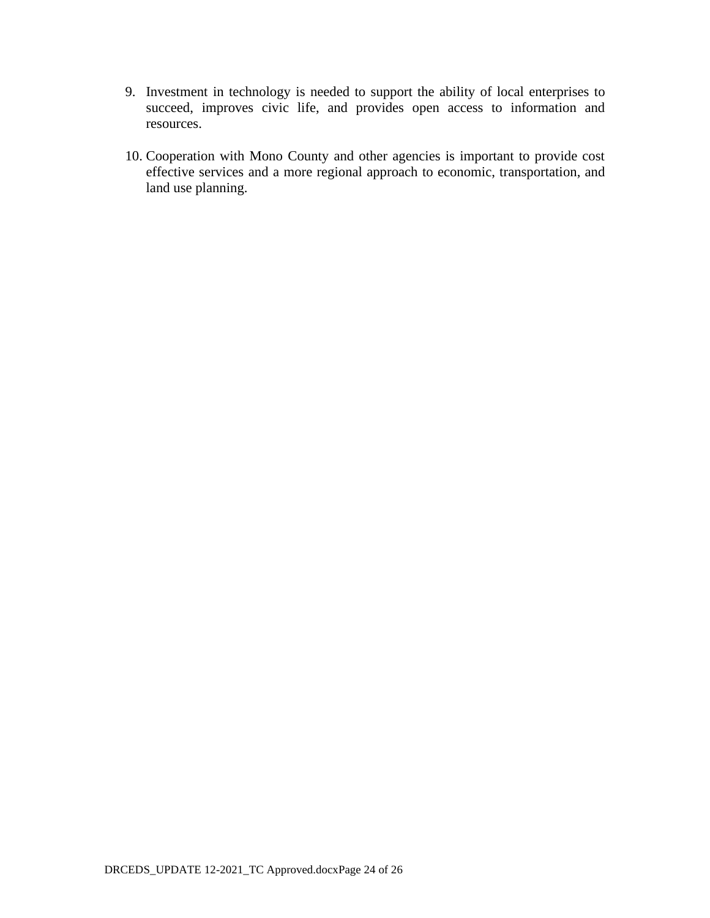9. Investment in technology is needed to support the ability of local enterprises to succeed, improves civic life, and provides open access to information and resources.

10. Cooperation with Mono County and other agencies is important to provide cost effective services and a more regional approach to economic, transportation, and land use planning.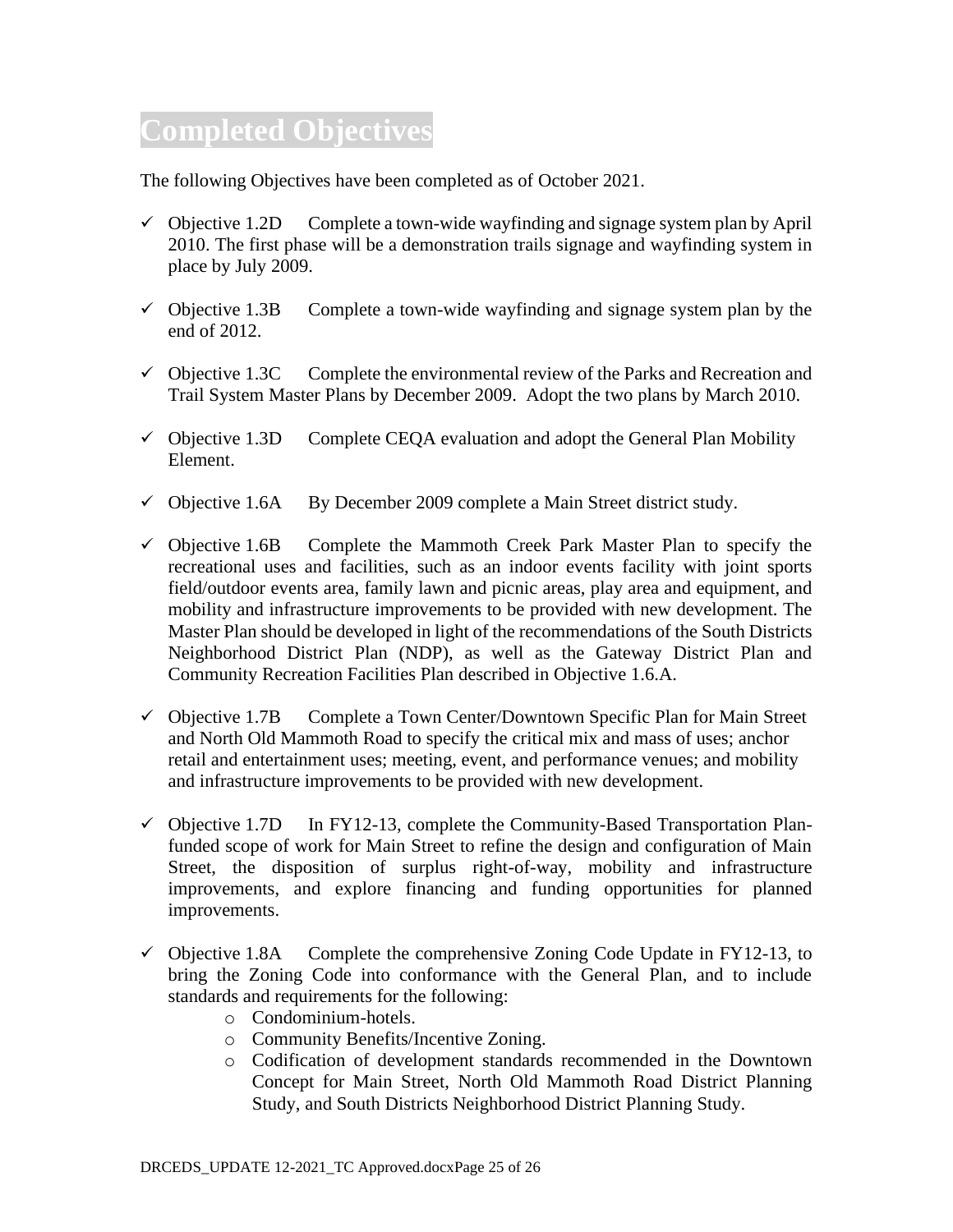# Completed Objectives

The following Objectives have been completed as of October 2021.

- ✓ Objective 1.2D Complete a town-wide wayfinding and signage system plan by April 2010. The first phase will be a demonstration trails signage and wayfinding system in place by July 2009.

- ✓ Objective 1.3B Complete a town-wide wayfinding and signage system plan by the end of 2012.

- ✓ Objective 1.3C Complete the environmental review of the Parks and Recreation and Trail System Master Plans by December 2009. Adopt the two plans by March 2010.

- ✓ Objective 1.3D Complete CEQA evaluation and adopt the General Plan Mobility Element.

- ✓ Objective 1.6A By December 2009 complete a Main Street district study.

- ✓ Objective 1.6B Complete the Mammoth Creek Park Master Plan to specify the recreational uses and facilities, such as an indoor events facility with joint sports field/outdoor events area, family lawn and picnic areas, play area and equipment, and mobility and infrastructure improvements to be provided with new development. The Master Plan should be developed in light of the recommendations of the South Districts Neighborhood District Plan (NDP), as well as the Gateway District Plan and Community Recreation Facilities Plan described in Objective 1.6.A.

- ✓ Objective 1.7B Complete a Town Center/Downtown Specific Plan for Main Street and North Old Mammoth Road to specify the critical mix and mass of uses; anchor retail and entertainment uses; meeting, event, and performance venues; and mobility and infrastructure improvements to be provided with new development.

- ✓ Objective 1.7D In FY12-13, complete the Community-Based Transportation Plan-funded scope of work for Main Street to refine the design and configuration of Main Street, the disposition of surplus right-of-way, mobility and infrastructure improvements, and explore financing and funding opportunities for planned improvements.

- ✓ Objective 1.8A Complete the comprehensive Zoning Code Update in FY12-13, to bring the Zoning Code into conformance with the General Plan, and to include standards and requirements for the following:
  - Condominium-hotels.
  - Community Benefits/Incentive Zoning.
  - Codification of development standards recommended in the Downtown Concept for Main Street, North Old Mammoth Road District Planning Study, and South Districts Neighborhood District Planning Study.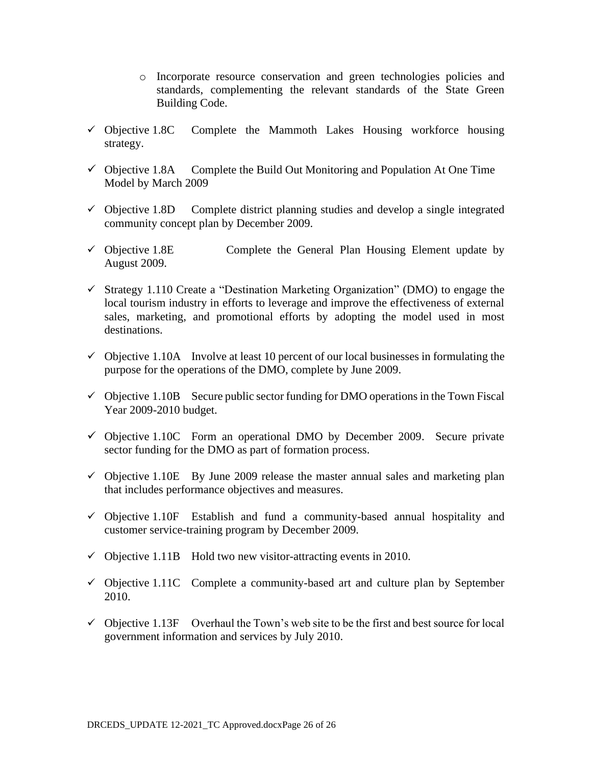- Incorporate resource conservation and green technologies policies and standards, complementing the relevant standards of the State Green Building Code.

- ✓ Objective 1.8C Complete the Mammoth Lakes Housing workforce housing strategy.

- ✓ Objective 1.8A Complete the Build Out Monitoring and Population At One Time Model by March 2009

- ✓ Objective 1.8D Complete district planning studies and develop a single integrated community concept plan by December 2009.

- ✓ Objective 1.8E Complete the General Plan Housing Element update by August 2009.

- ✓ Strategy 1.110 Create a "Destination Marketing Organization" (DMO) to engage the local tourism industry in efforts to leverage and improve the effectiveness of external sales, marketing, and promotional efforts by adopting the model used in most destinations.

- ✓ Objective 1.10A Involve at least 10 percent of our local businesses in formulating the purpose for the operations of the DMO, complete by June 2009.

- ✓ Objective 1.10B Secure public sector funding for DMO operations in the Town Fiscal Year 2009-2010 budget.

- ✓ Objective 1.10C Form an operational DMO by December 2009. Secure private sector funding for the DMO as part of formation process.

- ✓ Objective 1.10E By June 2009 release the master annual sales and marketing plan that includes performance objectives and measures.

- ✓ Objective 1.10F Establish and fund a community-based annual hospitality and customer service-training program by December 2009.

- ✓ Objective 1.11B Hold two new visitor-attracting events in 2010.

- ✓ Objective 1.11C Complete a community-based art and culture plan by September 2010.

- ✓ Objective 1.13F Overhaul the Town's web site to be the first and best source for local government information and services by July 2010.